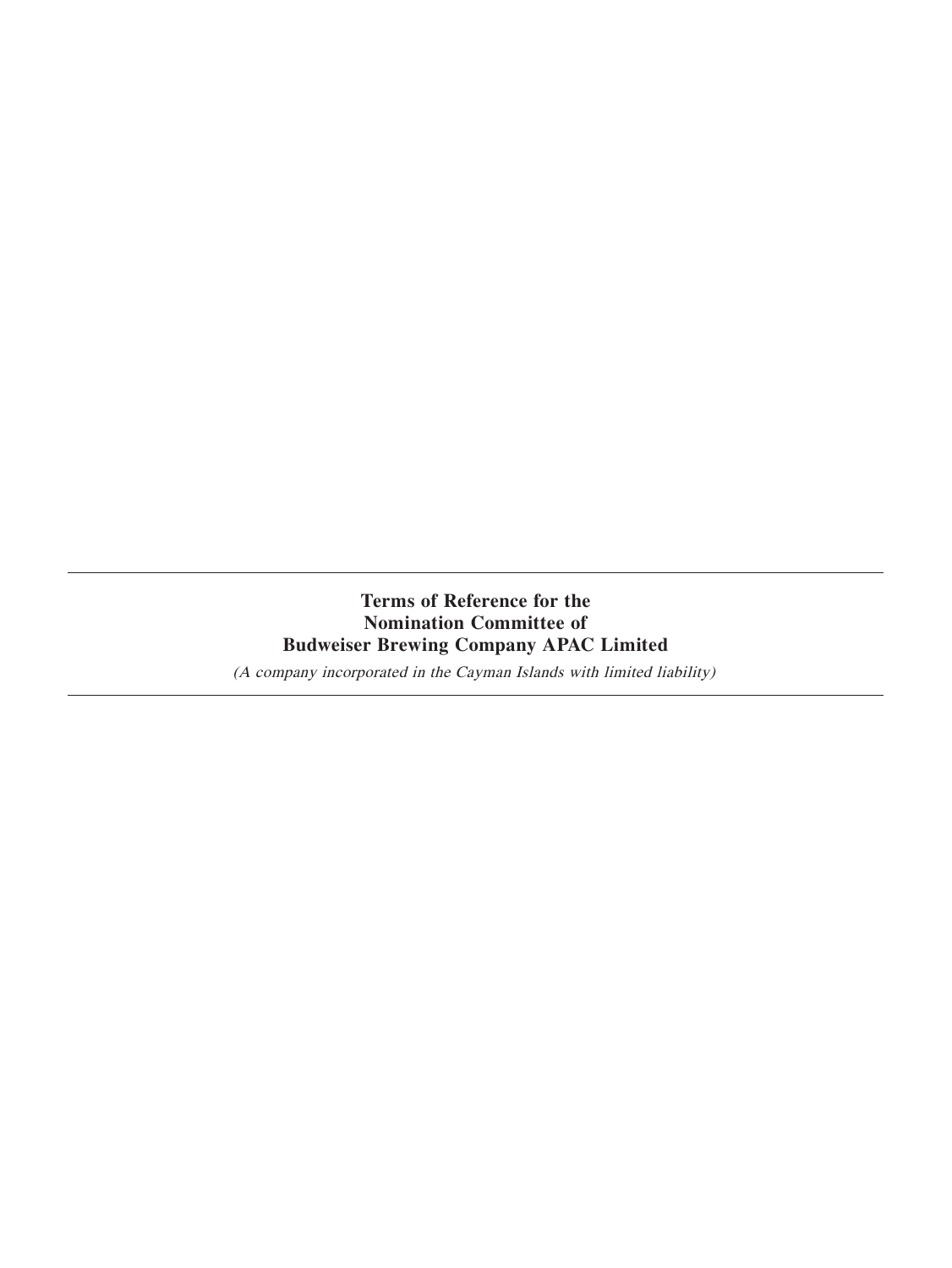# Terms of Reference for the Nomination Committee of Budweiser Brewing Company APAC Limited

*(A company incorporated in the Cayman Islands with limited liability)*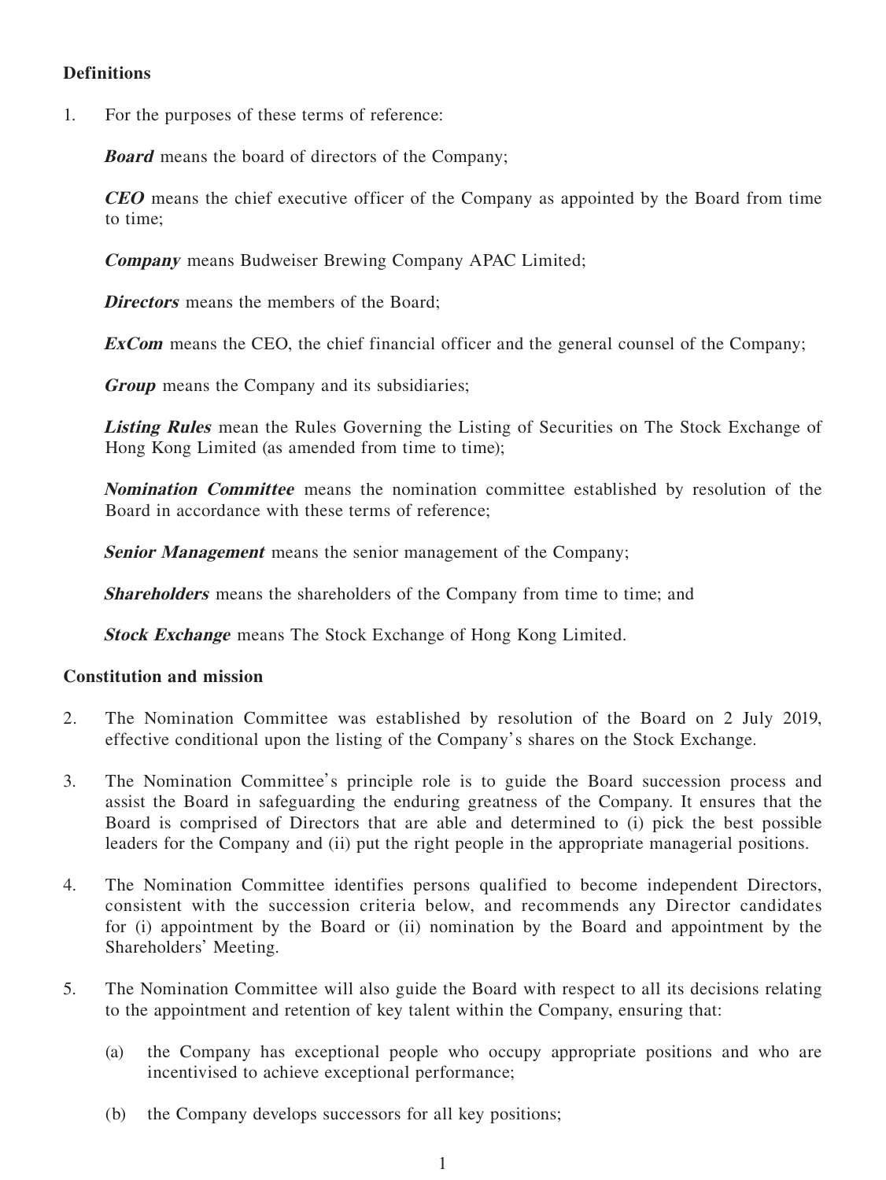## Definitions

1. For the purposes of these terms of reference:

   ***Board*** means the board of directors of the Company;

   ***CEO*** means the chief executive officer of the Company as appointed by the Board from time to time;

   ***Company*** means Budweiser Brewing Company APAC Limited;

   ***Directors*** means the members of the Board;

   ***ExCom*** means the CEO, the chief financial officer and the general counsel of the Company;

   ***Group*** means the Company and its subsidiaries;

   ***Listing Rules*** mean the Rules Governing the Listing of Securities on The Stock Exchange of Hong Kong Limited (as amended from time to time);

   ***Nomination Committee*** means the nomination committee established by resolution of the Board in accordance with these terms of reference;

   ***Senior Management*** means the senior management of the Company;

   ***Shareholders*** means the shareholders of the Company from time to time; and

   ***Stock Exchange*** means The Stock Exchange of Hong Kong Limited.

## Constitution and mission

2. The Nomination Committee was established by resolution of the Board on 2 July 2019, effective conditional upon the listing of the Company's shares on the Stock Exchange.

3. The Nomination Committee's principle role is to guide the Board succession process and assist the Board in safeguarding the enduring greatness of the Company. It ensures that the Board is comprised of Directors that are able and determined to (i) pick the best possible leaders for the Company and (ii) put the right people in the appropriate managerial positions.

4. The Nomination Committee identifies persons qualified to become independent Directors, consistent with the succession criteria below, and recommends any Director candidates for (i) appointment by the Board or (ii) nomination by the Board and appointment by the Shareholders' Meeting.

5. The Nomination Committee will also guide the Board with respect to all its decisions relating to the appointment and retention of key talent within the Company, ensuring that:

   (a) the Company has exceptional people who occupy appropriate positions and who are incentivised to achieve exceptional performance;

   (b) the Company develops successors for all key positions;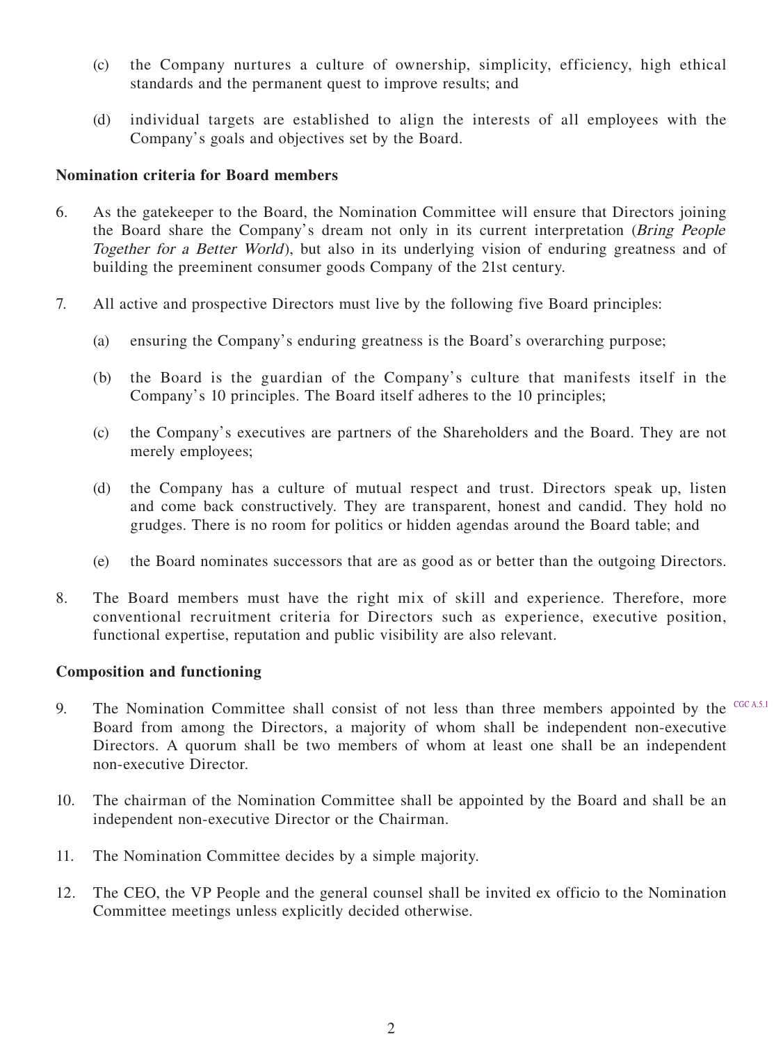(c) the Company nurtures a culture of ownership, simplicity, efficiency, high ethical standards and the permanent quest to improve results; and

(d) individual targets are established to align the interests of all employees with the Company's goals and objectives set by the Board.

**Nomination criteria for Board members**

6. As the gatekeeper to the Board, the Nomination Committee will ensure that Directors joining the Board share the Company's dream not only in its current interpretation (*Bring People Together for a Better World*), but also in its underlying vision of enduring greatness and of building the preeminent consumer goods Company of the 21st century.

7. All active and prospective Directors must live by the following five Board principles:

   (a) ensuring the Company's enduring greatness is the Board's overarching purpose;

   (b) the Board is the guardian of the Company's culture that manifests itself in the Company's 10 principles. The Board itself adheres to the 10 principles;

   (c) the Company's executives are partners of the Shareholders and the Board. They are not merely employees;

   (d) the Company has a culture of mutual respect and trust. Directors speak up, listen and come back constructively. They are transparent, honest and candid. They hold no grudges. There is no room for politics or hidden agendas around the Board table; and

   (e) the Board nominates successors that are as good as or better than the outgoing Directors.

8. The Board members must have the right mix of skill and experience. Therefore, more conventional recruitment criteria for Directors such as experience, executive position, functional expertise, reputation and public visibility are also relevant.

**Composition and functioning**

9. The Nomination Committee shall consist of not less than three members appointed by the Board from among the Directors, a majority of whom shall be independent non-executive Directors. A quorum shall be two members of whom at least one shall be an independent non-executive Director. CGC A.5.1

10. The chairman of the Nomination Committee shall be appointed by the Board and shall be an independent non-executive Director or the Chairman.

11. The Nomination Committee decides by a simple majority.

12. The CEO, the VP People and the general counsel shall be invited ex officio to the Nomination Committee meetings unless explicitly decided otherwise.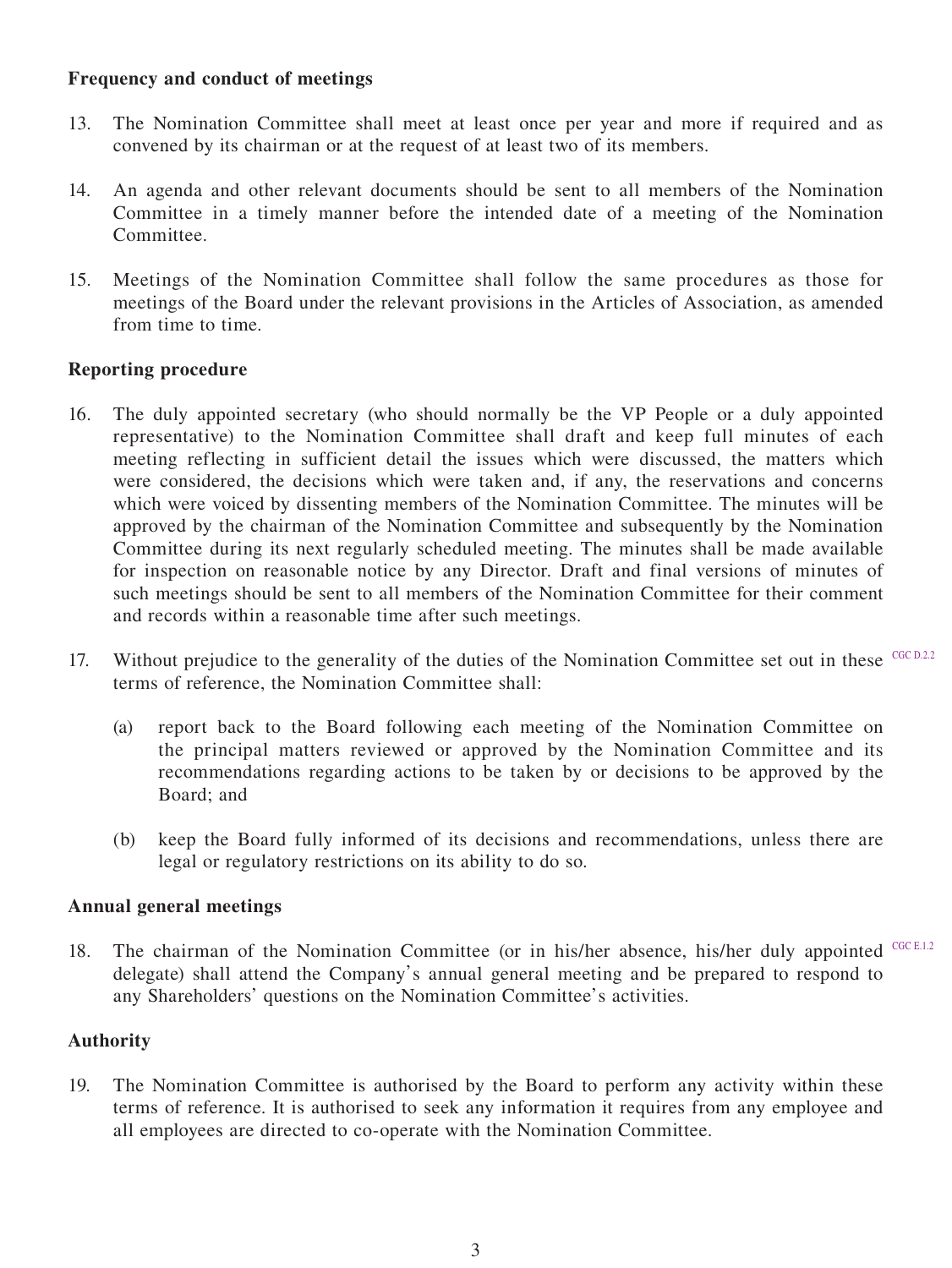**Frequency and conduct of meetings**

13. The Nomination Committee shall meet at least once per year and more if required and as convened by its chairman or at the request of at least two of its members.

14. An agenda and other relevant documents should be sent to all members of the Nomination Committee in a timely manner before the intended date of a meeting of the Nomination Committee.

15. Meetings of the Nomination Committee shall follow the same procedures as those for meetings of the Board under the relevant provisions in the Articles of Association, as amended from time to time.

**Reporting procedure**

16. The duly appointed secretary (who should normally be the VP People or a duly appointed representative) to the Nomination Committee shall draft and keep full minutes of each meeting reflecting in sufficient detail the issues which were discussed, the matters which were considered, the decisions which were taken and, if any, the reservations and concerns which were voiced by dissenting members of the Nomination Committee. The minutes will be approved by the chairman of the Nomination Committee and subsequently by the Nomination Committee during its next regularly scheduled meeting. The minutes shall be made available for inspection on reasonable notice by any Director. Draft and final versions of minutes of such meetings should be sent to all members of the Nomination Committee for their comment and records within a reasonable time after such meetings.

17. Without prejudice to the generality of the duties of the Nomination Committee set out in these terms of reference, the Nomination Committee shall: CGC D.2.2

    (a) report back to the Board following each meeting of the Nomination Committee on the principal matters reviewed or approved by the Nomination Committee and its recommendations regarding actions to be taken by or decisions to be approved by the Board; and

    (b) keep the Board fully informed of its decisions and recommendations, unless there are legal or regulatory restrictions on its ability to do so.

**Annual general meetings**

18. The chairman of the Nomination Committee (or in his/her absence, his/her duly appointed delegate) shall attend the Company's annual general meeting and be prepared to respond to any Shareholders' questions on the Nomination Committee's activities. CGC E.1.2

**Authority**

19. The Nomination Committee is authorised by the Board to perform any activity within these terms of reference. It is authorised to seek any information it requires from any employee and all employees are directed to co-operate with the Nomination Committee.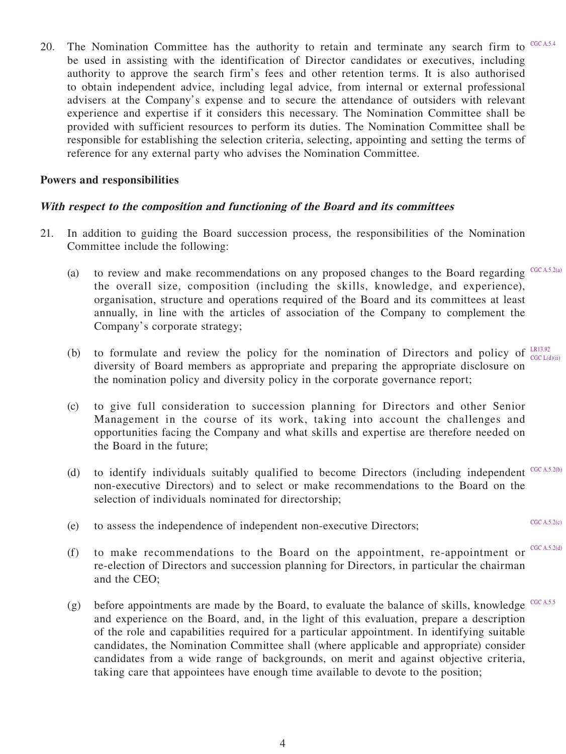20. The Nomination Committee has the authority to retain and terminate any search firm to be used in assisting with the identification of Director candidates or executives, including authority to approve the search firm's fees and other retention terms. It is also authorised to obtain independent advice, including legal advice, from internal or external professional advisers at the Company's expense and to secure the attendance of outsiders with relevant experience and expertise if it considers this necessary. The Nomination Committee shall be provided with sufficient resources to perform its duties. The Nomination Committee shall be responsible for establishing the selection criteria, selecting, appointing and setting the terms of reference for any external party who advises the Nomination Committee. CGC A.5.4

**Powers and responsibilities**

***With respect to the composition and functioning of the Board and its committees***

21. In addition to guiding the Board succession process, the responsibilities of the Nomination Committee include the following:

    (a) to review and make recommendations on any proposed changes to the Board regarding the overall size, composition (including the skills, knowledge, and experience), organisation, structure and operations required of the Board and its committees at least annually, in line with the articles of association of the Company to complement the Company's corporate strategy; CGC A.5.2(a)

    (b) to formulate and review the policy for the nomination of Directors and policy of diversity of Board members as appropriate and preparing the appropriate disclosure on the nomination policy and diversity policy in the corporate governance report; LR13.92 CGC L(d)(ii)

    (c) to give full consideration to succession planning for Directors and other Senior Management in the course of its work, taking into account the challenges and opportunities facing the Company and what skills and expertise are therefore needed on the Board in the future;

    (d) to identify individuals suitably qualified to become Directors (including independent non-executive Directors) and to select or make recommendations to the Board on the selection of individuals nominated for directorship; CGC A.5.2(b)

    (e) to assess the independence of independent non-executive Directors; CGC A.5.2(c)

    (f) to make recommendations to the Board on the appointment, re-appointment or re-election of Directors and succession planning for Directors, in particular the chairman and the CEO; CGC A.5.2(d)

    (g) before appointments are made by the Board, to evaluate the balance of skills, knowledge and experience on the Board, and, in the light of this evaluation, prepare a description of the role and capabilities required for a particular appointment. In identifying suitable candidates, the Nomination Committee shall (where applicable and appropriate) consider candidates from a wide range of backgrounds, on merit and against objective criteria, taking care that appointees have enough time available to devote to the position; CGC A.5.5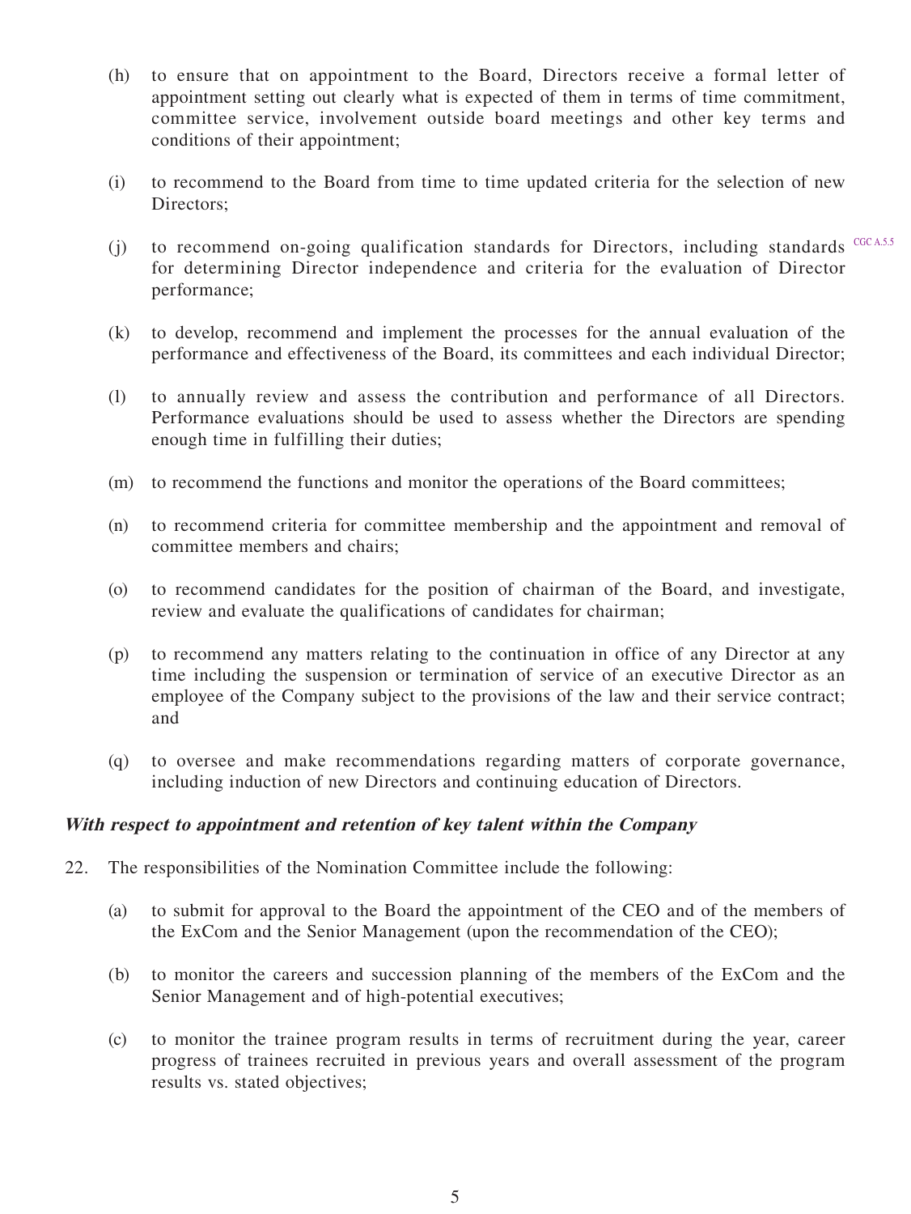(h) to ensure that on appointment to the Board, Directors receive a formal letter of appointment setting out clearly what is expected of them in terms of time commitment, committee service, involvement outside board meetings and other key terms and conditions of their appointment;

(i) to recommend to the Board from time to time updated criteria for the selection of new Directors;

(j) to recommend on-going qualification standards for Directors, including standards for determining Director independence and criteria for the evaluation of Director performance; CGC A.5.5

(k) to develop, recommend and implement the processes for the annual evaluation of the performance and effectiveness of the Board, its committees and each individual Director;

(l) to annually review and assess the contribution and performance of all Directors. Performance evaluations should be used to assess whether the Directors are spending enough time in fulfilling their duties;

(m) to recommend the functions and monitor the operations of the Board committees;

(n) to recommend criteria for committee membership and the appointment and removal of committee members and chairs;

(o) to recommend candidates for the position of chairman of the Board, and investigate, review and evaluate the qualifications of candidates for chairman;

(p) to recommend any matters relating to the continuation in office of any Director at any time including the suspension or termination of service of an executive Director as an employee of the Company subject to the provisions of the law and their service contract; and

(q) to oversee and make recommendations regarding matters of corporate governance, including induction of new Directors and continuing education of Directors.

***With respect to appointment and retention of key talent within the Company***

22. The responsibilities of the Nomination Committee include the following:

(a) to submit for approval to the Board the appointment of the CEO and of the members of the ExCom and the Senior Management (upon the recommendation of the CEO);

(b) to monitor the careers and succession planning of the members of the ExCom and the Senior Management and of high-potential executives;

(c) to monitor the trainee program results in terms of recruitment during the year, career progress of trainees recruited in previous years and overall assessment of the program results vs. stated objectives;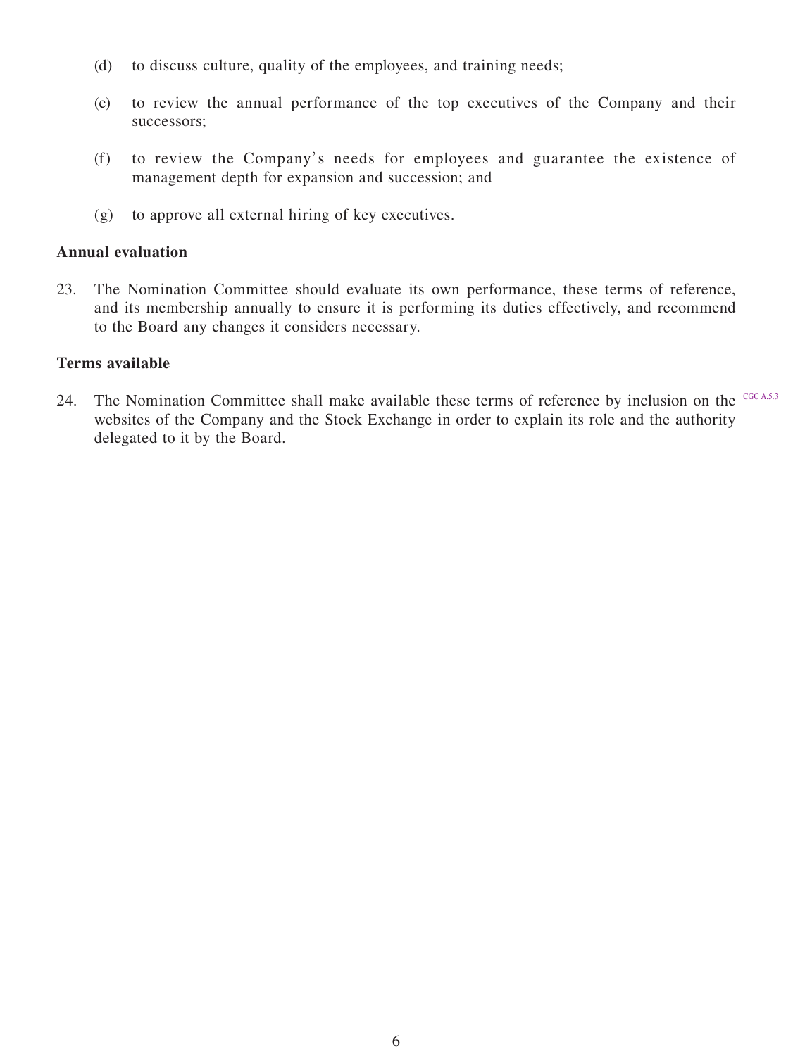(d) to discuss culture, quality of the employees, and training needs;

(e) to review the annual performance of the top executives of the Company and their successors;

(f) to review the Company's needs for employees and guarantee the existence of management depth for expansion and succession; and

(g) to approve all external hiring of key executives.

**Annual evaluation**

23. The Nomination Committee should evaluate its own performance, these terms of reference, and its membership annually to ensure it is performing its duties effectively, and recommend to the Board any changes it considers necessary.

**Terms available**

24. The Nomination Committee shall make available these terms of reference by inclusion on the websites of the Company and the Stock Exchange in order to explain its role and the authority delegated to it by the Board. CGC A.5.3